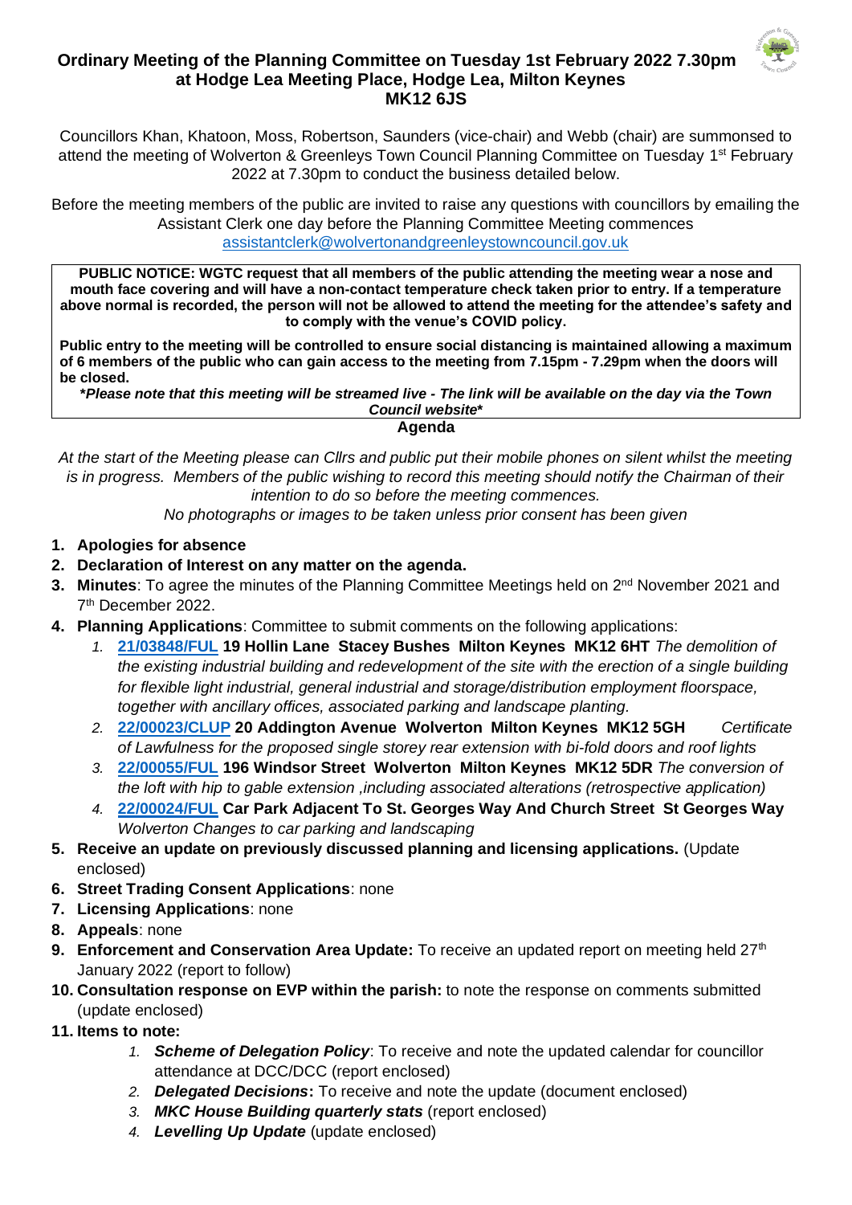# Ordinary Meeting of the Planning Committee on Tuesday 1st February 2022 7.30pm at Hodge Lea Meeting Place, Hodge Lea, Milton Keynes MK12 6JS

Councillors Khan, Khatoon, Moss, Robertson, Saunders (vice-chair) and Webb (chair) are summonsed to attend the meeting of Wolverton & Greenleys Town Council Planning Committee on Tuesday 1st February 2022 at 7.30pm to conduct the business detailed below.

Before the meeting members of the public are invited to raise any questions with councillors by emailing the Assistant Clerk one day before the Planning Committee Meeting commences
assistantclerk@wolvertonandgreenleystowncouncil.gov.uk

**PUBLIC NOTICE: WGTC request that all members of the public attending the meeting wear a nose and mouth face covering and will have a non-contact temperature check taken prior to entry. If a temperature above normal is recorded, the person will not be allowed to attend the meeting for the attendee's safety and to comply with the venue's COVID policy.**

**Public entry to the meeting will be controlled to ensure social distancing is maintained allowing a maximum of 6 members of the public who can gain access to the meeting from 7.15pm - 7.29pm when the doors will be closed.**

***Please note that this meeting will be streamed live - The link will be available on the day via the Town Council website***

## Agenda

*At the start of the Meeting please can Cllrs and public put their mobile phones on silent whilst the meeting is in progress. Members of the public wishing to record this meeting should notify the Chairman of their intention to do so before the meeting commences.*

*No photographs or images to be taken unless prior consent has been given*

1. **Apologies for absence**
2. **Declaration of Interest on any matter on the agenda.**
3. **Minutes**: To agree the minutes of the Planning Committee Meetings held on 2nd November 2021 and 7th December 2022.
4. **Planning Applications**: Committee to submit comments on the following applications:
    1. **21/03848/FUL 19 Hollin Lane Stacey Bushes Milton Keynes MK12 6HT** *The demolition of the existing industrial building and redevelopment of the site with the erection of a single building for flexible light industrial, general industrial and storage/distribution employment floorspace, together with ancillary offices, associated parking and landscape planting.*
    2. **22/00023/CLUP 20 Addington Avenue Wolverton Milton Keynes MK12 5GH** *Certificate of Lawfulness for the proposed single storey rear extension with bi-fold doors and roof lights*
    3. **22/00055/FUL 196 Windsor Street Wolverton Milton Keynes MK12 5DR** *The conversion of the loft with hip to gable extension ,including associated alterations (retrospective application)*
    4. **22/00024/FUL Car Park Adjacent To St. Georges Way And Church Street St Georges Way** *Wolverton Changes to car parking and landscaping*
5. **Receive an update on previously discussed planning and licensing applications.** (Update enclosed)
6. **Street Trading Consent Applications**: none
7. **Licensing Applications**: none
8. **Appeals**: none
9. **Enforcement and Conservation Area Update:** To receive an updated report on meeting held 27th January 2022 (report to follow)
10. **Consultation response on EVP within the parish:** to note the response on comments submitted (update enclosed)
11. **Items to note:**
    1. ***Scheme of Delegation Policy***: To receive and note the updated calendar for councillor attendance at DCC/DCC (report enclosed)
    2. ***Delegated Decisions*****:** To receive and note the update (document enclosed)
    3. ***MKC House Building quarterly stats*** (report enclosed)
    4. ***Levelling Up Update*** (update enclosed)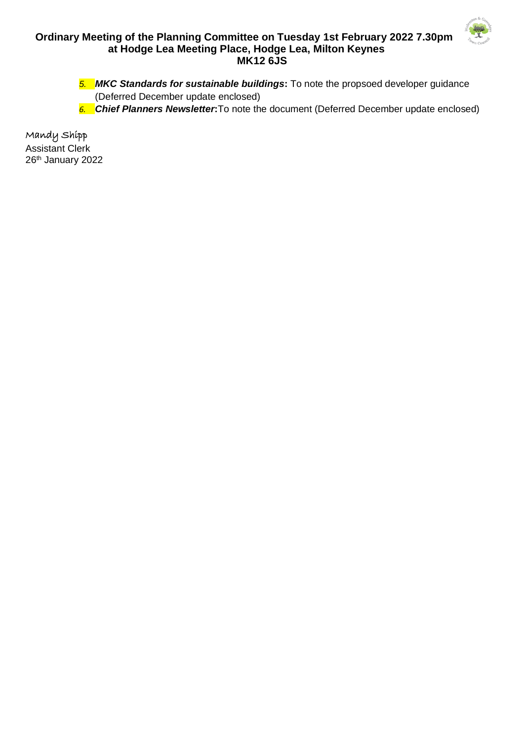5. ***MKC Standards for sustainable buildings*: To note the propsoed developer guidance (Deferred December update enclosed)**
6. ***Chief Planners Newsletter*:To note the document (Deferred December update enclosed)**

Mandy Shipp
Assistant Clerk
26th January 2022